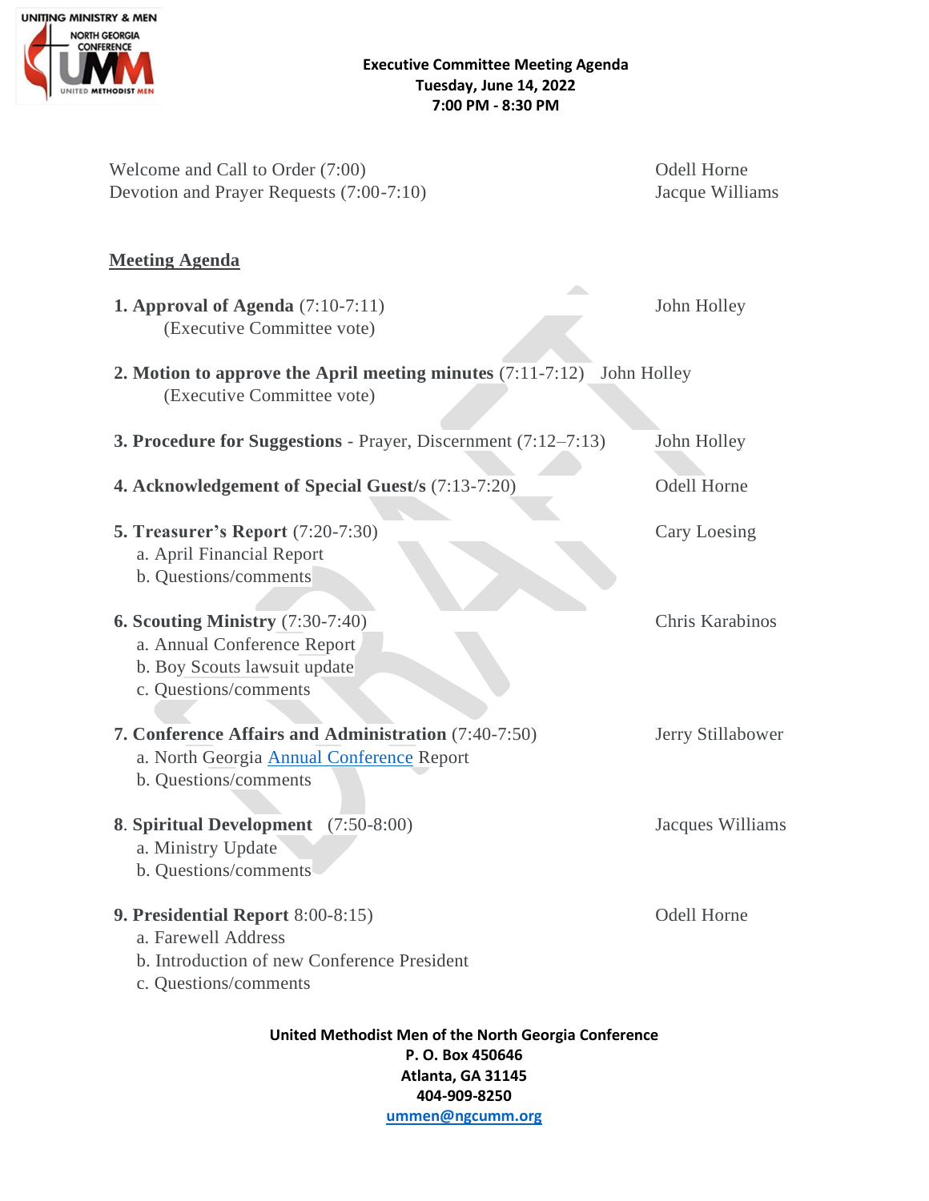UNITING MINISTRY & MEN
NORTH GEORGIA CONFERENCE
UMM
UNITED METHODIST MEN

**Executive Committee Meeting Agenda**
**Tuesday, June 14, 2022**
**7:00 PM - 8:30 PM**

Welcome and Call to Order (7:00) — Odell Horne
Devotion and Prayer Requests (7:00-7:10) — Jacque Williams

## Meeting Agenda

**1. Approval of Agenda** (7:10-7:11) — John Holley
(Executive Committee vote)

**2. Motion to approve the April meeting minutes** (7:11-7:12) — John Holley
(Executive Committee vote)

**3. Procedure for Suggestions** - Prayer, Discernment (7:12–7:13) — John Holley

**4. Acknowledgement of Special Guest/s** (7:13-7:20) — Odell Horne

**5. Treasurer's Report** (7:20-7:30) — Cary Loesing
a. April Financial Report
b. Questions/comments

**6. Scouting Ministry** (7:30-7:40) — Chris Karabinos
a. Annual Conference Report
b. Boy Scouts lawsuit update
c. Questions/comments

**7. Conference Affairs and Administration** (7:40-7:50) — Jerry Stillabower
a. North Georgia [Annual Conference](#) Report
b. Questions/comments

**8. Spiritual Development** (7:50-8:00) — Jacques Williams
a. Ministry Update
b. Questions/comments

**9. Presidential Report** 8:00-8:15) — Odell Horne
a. Farewell Address
b. Introduction of new Conference President
c. Questions/comments

**United Methodist Men of the North Georgia Conference**
**P. O. Box 450646**
**Atlanta, GA 31145**
**404-909-8250**
**ummen@ngcumm.org**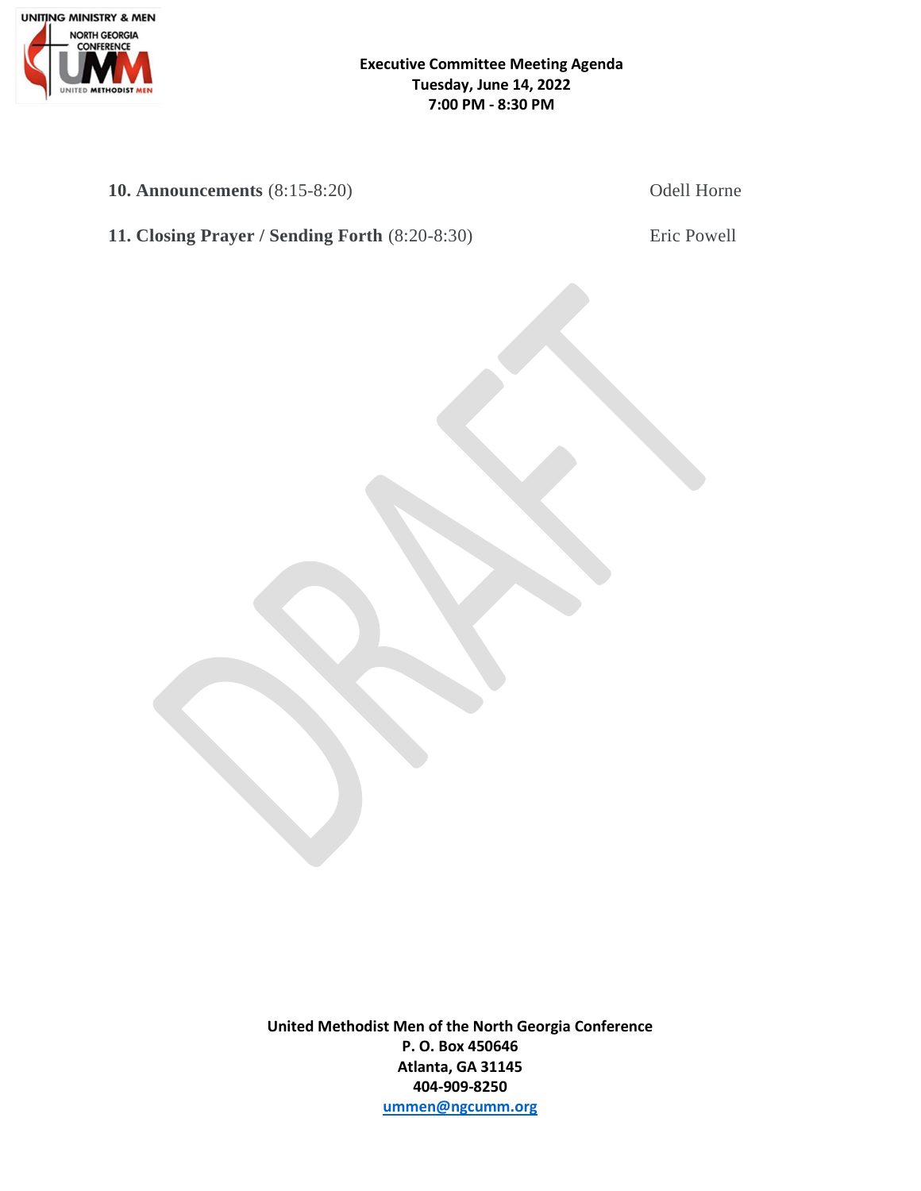**Executive Committee Meeting Agenda**
**Tuesday, June 14, 2022**
**7:00 PM - 8:30 PM**

**10. Announcements** (8:15-8:20) Odell Horne

**11. Closing Prayer / Sending Forth** (8:20-8:30) Eric Powell

DRAFT

**United Methodist Men of the North Georgia Conference**
**P. O. Box 450646**
**Atlanta, GA 31145**
**404-909-8250**
**ummen@ngcumm.org**